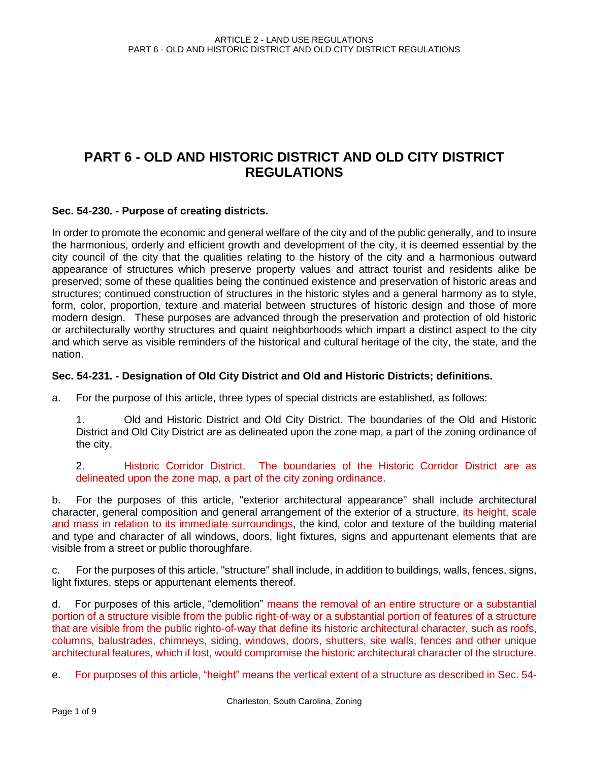# PART 6 - OLD AND HISTORIC DISTRICT AND OLD CITY DISTRICT REGULATIONS

### Sec. 54-230. - Purpose of creating districts.

In order to promote the economic and general welfare of the city and of the public generally, and to insure the harmonious, orderly and efficient growth and development of the city, it is deemed essential by the city council of the city that the qualities relating to the history of the city and a harmonious outward appearance of structures which preserve property values and attract tourist and residents alike be preserved; some of these qualities being the continued existence and preservation of historic areas and structures; continued construction of structures in the historic styles and a general harmony as to style, form, color, proportion, texture and material between structures of historic design and those of more modern design. These purposes are advanced through the preservation and protection of old historic or architecturally worthy structures and quaint neighborhoods which impart a distinct aspect to the city and which serve as visible reminders of the historical and cultural heritage of the city, the state, and the nation.

### Sec. 54-231. - Designation of Old City District and Old and Historic Districts; definitions.

a. For the purpose of this article, three types of special districts are established, as follows:

1. Old and Historic District and Old City District. The boundaries of the Old and Historic District and Old City District are as delineated upon the zone map, a part of the zoning ordinance of the city.

2. Historic Corridor District. The boundaries of the Historic Corridor District are as delineated upon the zone map, a part of the city zoning ordinance.

b. For the purposes of this article, "exterior architectural appearance" shall include architectural character, general composition and general arrangement of the exterior of a structure, its height, scale and mass in relation to its immediate surroundings, the kind, color and texture of the building material and type and character of all windows, doors, light fixtures, signs and appurtenant elements that are visible from a street or public thoroughfare.

c. For the purposes of this article, "structure" shall include, in addition to buildings, walls, fences, signs, light fixtures, steps or appurtenant elements thereof.

d. For purposes of this article, "demolition" means the removal of an entire structure or a substantial portion of a structure visible from the public right-of-way or a substantial portion of features of a structure that are visible from the public righto-of-way that define its historic architectural character, such as roofs, columns, balustrades, chimneys, siding, windows, doors, shutters, site walls, fences and other unique architectural features, which if lost, would compromise the historic architectural character of the structure.

e. For purposes of this article, "height" means the vertical extent of a structure as described in Sec. 54-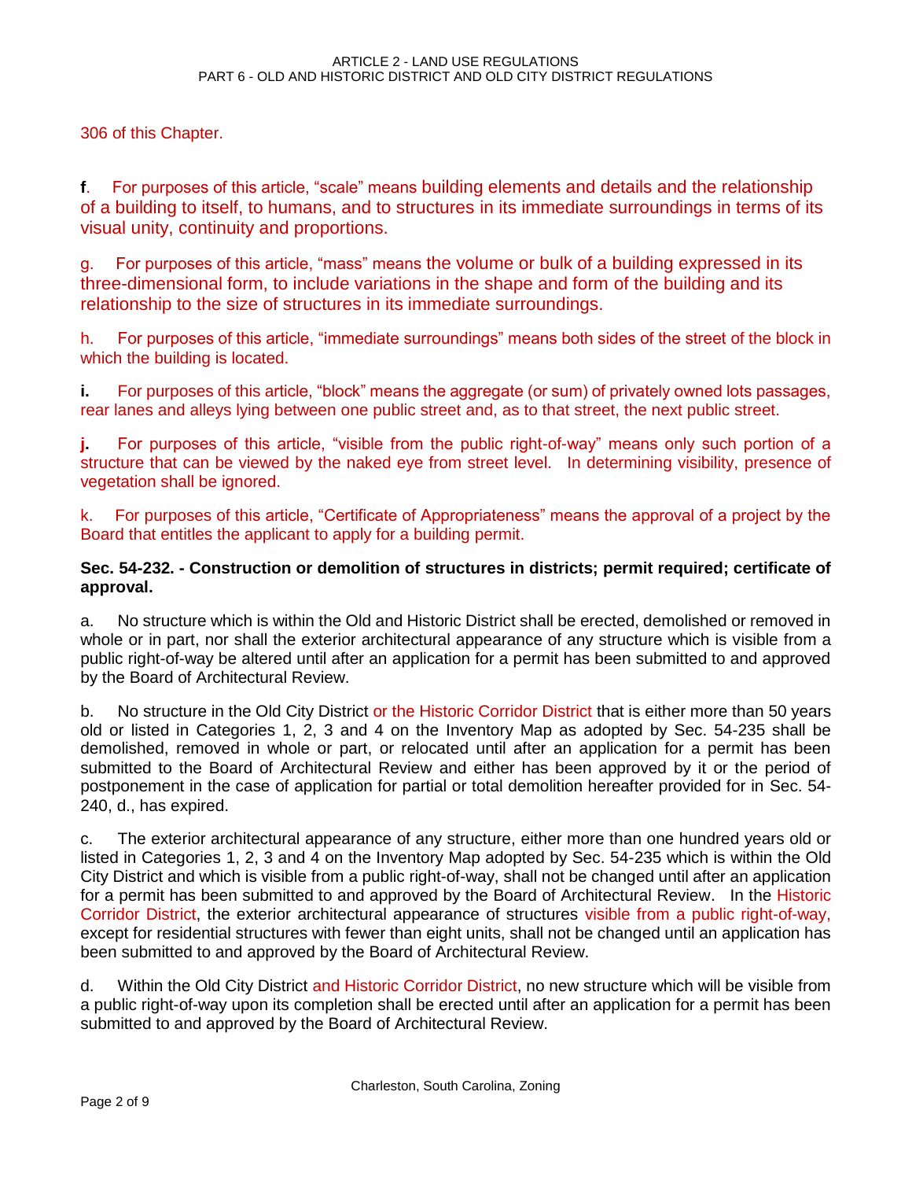306 of this Chapter.

**f**. For purposes of this article, "scale" means building elements and details and the relationship of a building to itself, to humans, and to structures in its immediate surroundings in terms of its visual unity, continuity and proportions.

g. For purposes of this article, "mass" means the volume or bulk of a building expressed in its three-dimensional form, to include variations in the shape and form of the building and its relationship to the size of structures in its immediate surroundings.

h. For purposes of this article, "immediate surroundings" means both sides of the street of the block in which the building is located.

**i.** For purposes of this article, "block" means the aggregate (or sum) of privately owned lots passages, rear lanes and alleys lying between one public street and, as to that street, the next public street.

**j.** For purposes of this article, "visible from the public right-of-way" means only such portion of a structure that can be viewed by the naked eye from street level. In determining visibility, presence of vegetation shall be ignored.

k. For purposes of this article, "Certificate of Appropriateness" means the approval of a project by the Board that entitles the applicant to apply for a building permit.

**Sec. 54-232. - Construction or demolition of structures in districts; permit required; certificate of approval.**

a. No structure which is within the Old and Historic District shall be erected, demolished or removed in whole or in part, nor shall the exterior architectural appearance of any structure which is visible from a public right-of-way be altered until after an application for a permit has been submitted to and approved by the Board of Architectural Review.

b. No structure in the Old City District or the Historic Corridor District that is either more than 50 years old or listed in Categories 1, 2, 3 and 4 on the Inventory Map as adopted by Sec. 54-235 shall be demolished, removed in whole or part, or relocated until after an application for a permit has been submitted to the Board of Architectural Review and either has been approved by it or the period of postponement in the case of application for partial or total demolition hereafter provided for in Sec. 54-240, d., has expired.

c. The exterior architectural appearance of any structure, either more than one hundred years old or listed in Categories 1, 2, 3 and 4 on the Inventory Map adopted by Sec. 54-235 which is within the Old City District and which is visible from a public right-of-way, shall not be changed until after an application for a permit has been submitted to and approved by the Board of Architectural Review. In the Historic Corridor District, the exterior architectural appearance of structures visible from a public right-of-way, except for residential structures with fewer than eight units, shall not be changed until an application has been submitted to and approved by the Board of Architectural Review.

d. Within the Old City District and Historic Corridor District, no new structure which will be visible from a public right-of-way upon its completion shall be erected until after an application for a permit has been submitted to and approved by the Board of Architectural Review.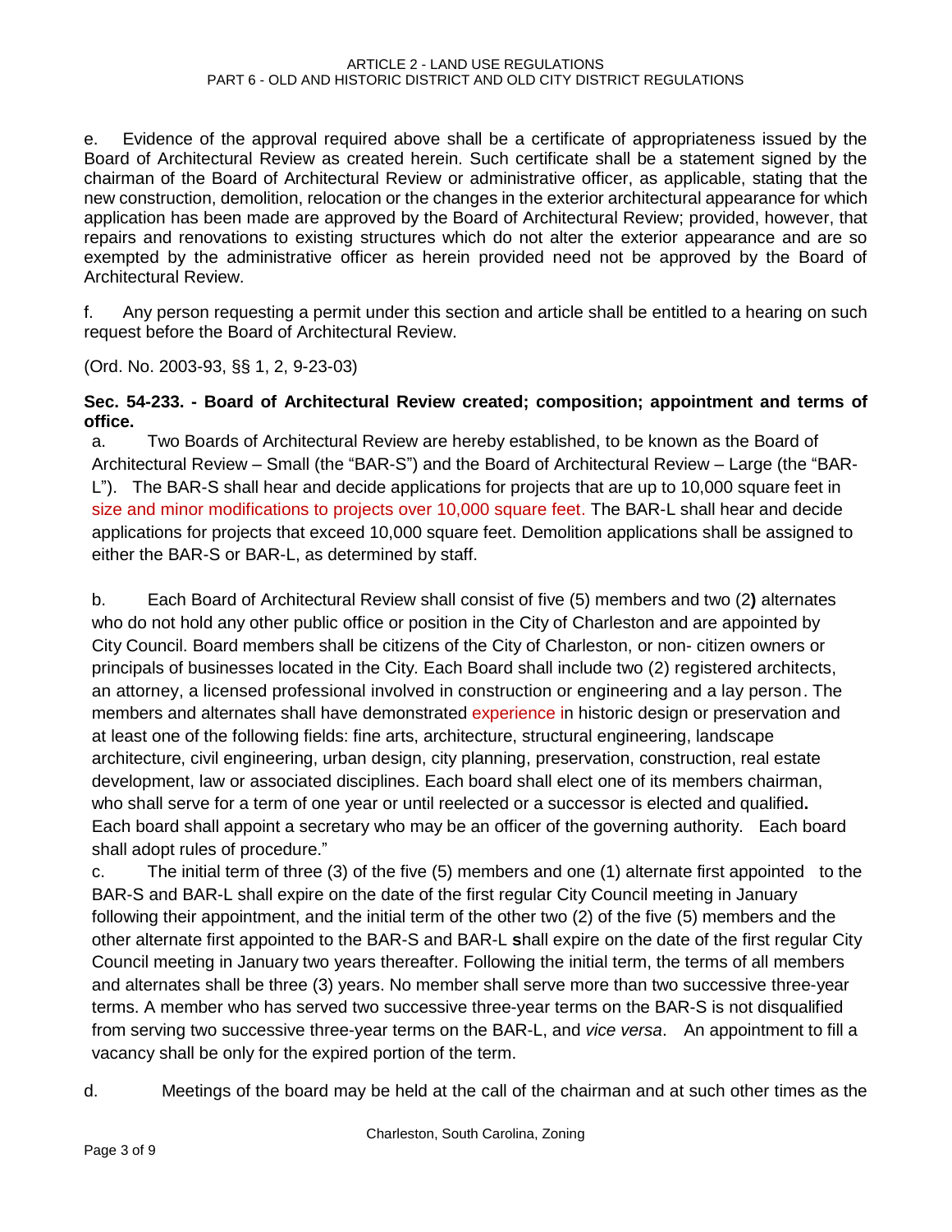e. Evidence of the approval required above shall be a certificate of appropriateness issued by the Board of Architectural Review as created herein. Such certificate shall be a statement signed by the chairman of the Board of Architectural Review or administrative officer, as applicable, stating that the new construction, demolition, relocation or the changes in the exterior architectural appearance for which application has been made are approved by the Board of Architectural Review; provided, however, that repairs and renovations to existing structures which do not alter the exterior appearance and are so exempted by the administrative officer as herein provided need not be approved by the Board of Architectural Review.

f. Any person requesting a permit under this section and article shall be entitled to a hearing on such request before the Board of Architectural Review.

(Ord. No. 2003-93, §§ 1, 2, 9-23-03)

**Sec. 54-233. - Board of Architectural Review created; composition; appointment and terms of office.**

a. Two Boards of Architectural Review are hereby established, to be known as the Board of Architectural Review – Small (the "BAR-S") and the Board of Architectural Review – Large (the "BAR-L"). The BAR-S shall hear and decide applications for projects that are up to 10,000 square feet in size and minor modifications to projects over 10,000 square feet. The BAR-L shall hear and decide applications for projects that exceed 10,000 square feet. Demolition applications shall be assigned to either the BAR-S or BAR-L, as determined by staff.

b. Each Board of Architectural Review shall consist of five (5) members and two (2**)** alternates who do not hold any other public office or position in the City of Charleston and are appointed by City Council. Board members shall be citizens of the City of Charleston, or non- citizen owners or principals of businesses located in the City. Each Board shall include two (2) registered architects, an attorney, a licensed professional involved in construction or engineering and a lay person. The members and alternates shall have demonstrated experience in historic design or preservation and at least one of the following fields: fine arts, architecture, structural engineering, landscape architecture, civil engineering, urban design, city planning, preservation, construction, real estate development, law or associated disciplines. Each board shall elect one of its members chairman, who shall serve for a term of one year or until reelected or a successor is elected and qualified**.** Each board shall appoint a secretary who may be an officer of the governing authority. Each board shall adopt rules of procedure."

c. The initial term of three (3) of the five (5) members and one (1) alternate first appointed to the BAR-S and BAR-L shall expire on the date of the first regular City Council meeting in January following their appointment, and the initial term of the other two (2) of the five (5) members and the other alternate first appointed to the BAR-S and BAR-L **s**hall expire on the date of the first regular City Council meeting in January two years thereafter. Following the initial term, the terms of all members and alternates shall be three (3) years. No member shall serve more than two successive three-year terms. A member who has served two successive three-year terms on the BAR-S is not disqualified from serving two successive three-year terms on the BAR-L, and *vice versa*. An appointment to fill a vacancy shall be only for the expired portion of the term.

d. Meetings of the board may be held at the call of the chairman and at such other times as the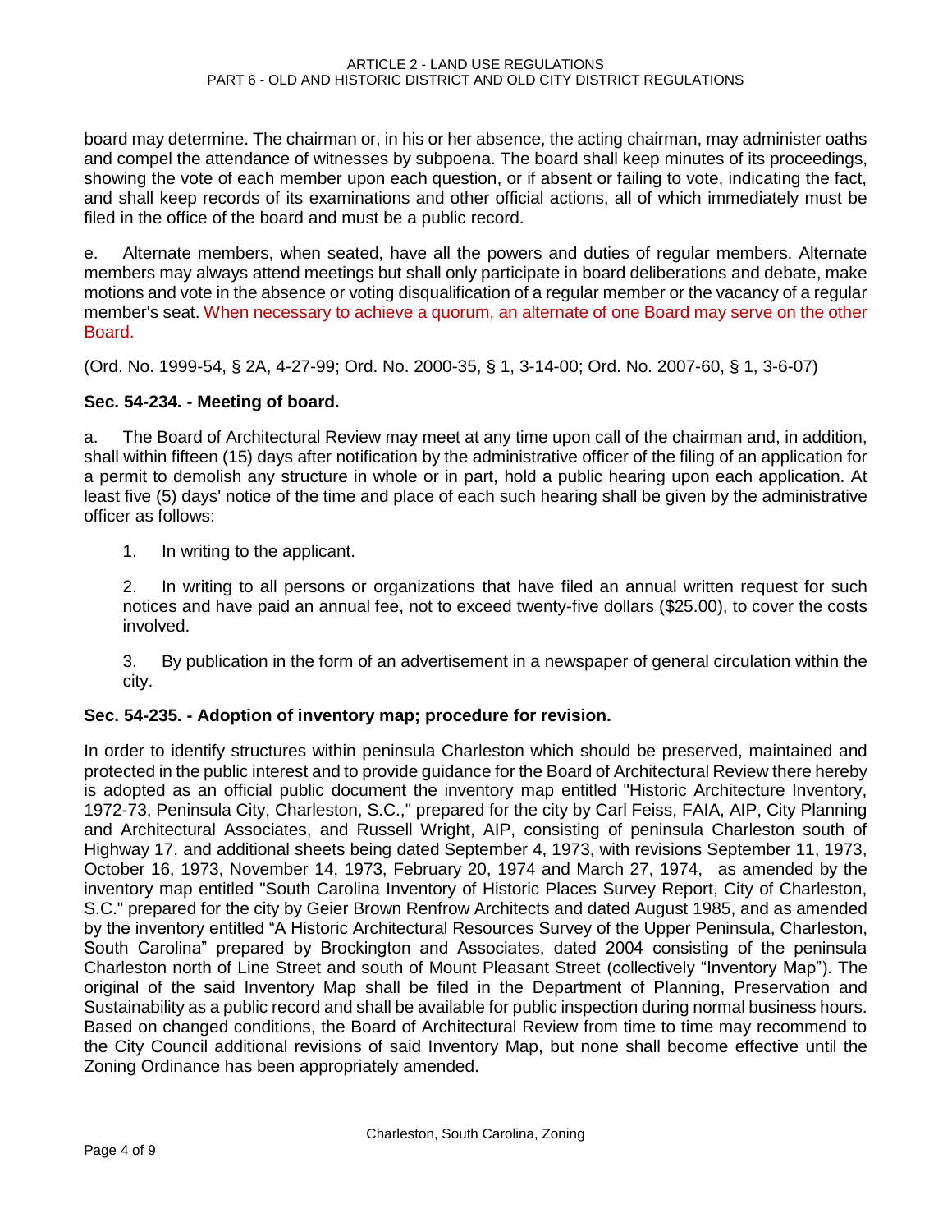board may determine. The chairman or, in his or her absence, the acting chairman, may administer oaths and compel the attendance of witnesses by subpoena. The board shall keep minutes of its proceedings, showing the vote of each member upon each question, or if absent or failing to vote, indicating the fact, and shall keep records of its examinations and other official actions, all of which immediately must be filed in the office of the board and must be a public record.

e. Alternate members, when seated, have all the powers and duties of regular members. Alternate members may always attend meetings but shall only participate in board deliberations and debate, make motions and vote in the absence or voting disqualification of a regular member or the vacancy of a regular member's seat. When necessary to achieve a quorum, an alternate of one Board may serve on the other Board.

(Ord. No. 1999-54, § 2A, 4-27-99; Ord. No. 2000-35, § 1, 3-14-00; Ord. No. 2007-60, § 1, 3-6-07)

### Sec. 54-234. - Meeting of board.

a. The Board of Architectural Review may meet at any time upon call of the chairman and, in addition, shall within fifteen (15) days after notification by the administrative officer of the filing of an application for a permit to demolish any structure in whole or in part, hold a public hearing upon each application. At least five (5) days' notice of the time and place of each such hearing shall be given by the administrative officer as follows:

1. In writing to the applicant.

2. In writing to all persons or organizations that have filed an annual written request for such notices and have paid an annual fee, not to exceed twenty-five dollars ($25.00), to cover the costs involved.

3. By publication in the form of an advertisement in a newspaper of general circulation within the city.

### Sec. 54-235. - Adoption of inventory map; procedure for revision.

In order to identify structures within peninsula Charleston which should be preserved, maintained and protected in the public interest and to provide guidance for the Board of Architectural Review there hereby is adopted as an official public document the inventory map entitled "Historic Architecture Inventory, 1972-73, Peninsula City, Charleston, S.C.," prepared for the city by Carl Feiss, FAIA, AIP, City Planning and Architectural Associates, and Russell Wright, AIP, consisting of peninsula Charleston south of Highway 17, and additional sheets being dated September 4, 1973, with revisions September 11, 1973, October 16, 1973, November 14, 1973, February 20, 1974 and March 27, 1974, as amended by the inventory map entitled "South Carolina Inventory of Historic Places Survey Report, City of Charleston, S.C." prepared for the city by Geier Brown Renfrow Architects and dated August 1985, and as amended by the inventory entitled "A Historic Architectural Resources Survey of the Upper Peninsula, Charleston, South Carolina" prepared by Brockington and Associates, dated 2004 consisting of the peninsula Charleston north of Line Street and south of Mount Pleasant Street (collectively "Inventory Map"). The original of the said Inventory Map shall be filed in the Department of Planning, Preservation and Sustainability as a public record and shall be available for public inspection during normal business hours. Based on changed conditions, the Board of Architectural Review from time to time may recommend to the City Council additional revisions of said Inventory Map, but none shall become effective until the Zoning Ordinance has been appropriately amended.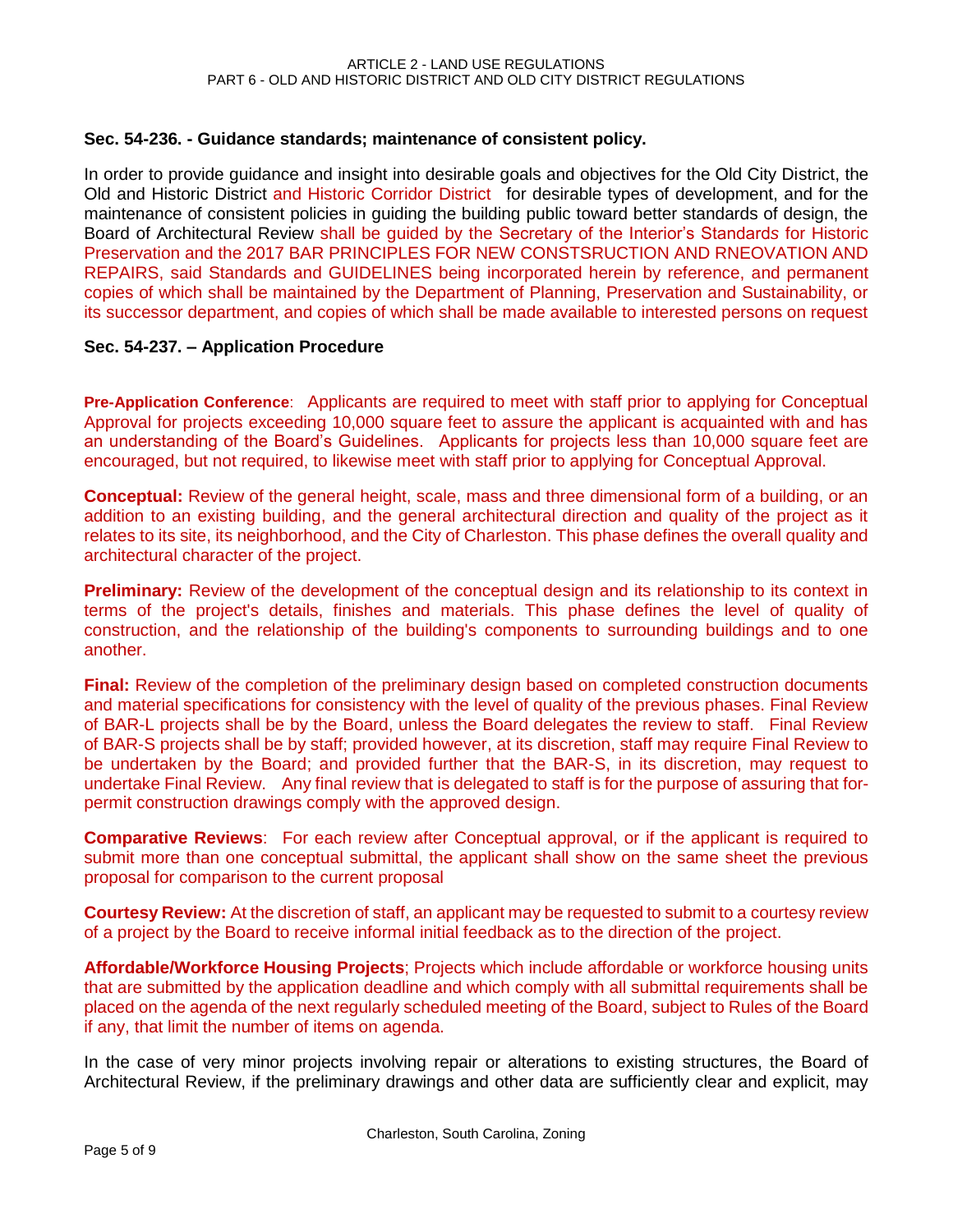### Sec. 54-236. - Guidance standards; maintenance of consistent policy.

In order to provide guidance and insight into desirable goals and objectives for the Old City District, the Old and Historic District and Historic Corridor District for desirable types of development, and for the maintenance of consistent policies in guiding the building public toward better standards of design, the Board of Architectural Review shall be guided by the Secretary of the Interior's Standards for Historic Preservation and the 2017 BAR PRINCIPLES FOR NEW CONSTSRUCTION AND RNEOVATION AND REPAIRS, said Standards and GUIDELINES being incorporated herein by reference, and permanent copies of which shall be maintained by the Department of Planning, Preservation and Sustainability, or its successor department, and copies of which shall be made available to interested persons on request

### Sec. 54-237. – Application Procedure

**Pre-Application Conference**: Applicants are required to meet with staff prior to applying for Conceptual Approval for projects exceeding 10,000 square feet to assure the applicant is acquainted with and has an understanding of the Board's Guidelines. Applicants for projects less than 10,000 square feet are encouraged, but not required, to likewise meet with staff prior to applying for Conceptual Approval.

**Conceptual:** Review of the general height, scale, mass and three dimensional form of a building, or an addition to an existing building, and the general architectural direction and quality of the project as it relates to its site, its neighborhood, and the City of Charleston. This phase defines the overall quality and architectural character of the project.

**Preliminary:** Review of the development of the conceptual design and its relationship to its context in terms of the project's details, finishes and materials. This phase defines the level of quality of construction, and the relationship of the building's components to surrounding buildings and to one another.

**Final:** Review of the completion of the preliminary design based on completed construction documents and material specifications for consistency with the level of quality of the previous phases. Final Review of BAR-L projects shall be by the Board, unless the Board delegates the review to staff. Final Review of BAR-S projects shall be by staff; provided however, at its discretion, staff may require Final Review to be undertaken by the Board; and provided further that the BAR-S, in its discretion, may request to undertake Final Review. Any final review that is delegated to staff is for the purpose of assuring that for-permit construction drawings comply with the approved design.

**Comparative Reviews**: For each review after Conceptual approval, or if the applicant is required to submit more than one conceptual submittal, the applicant shall show on the same sheet the previous proposal for comparison to the current proposal

**Courtesy Review:** At the discretion of staff, an applicant may be requested to submit to a courtesy review of a project by the Board to receive informal initial feedback as to the direction of the project.

**Affordable/Workforce Housing Projects**; Projects which include affordable or workforce housing units that are submitted by the application deadline and which comply with all submittal requirements shall be placed on the agenda of the next regularly scheduled meeting of the Board, subject to Rules of the Board if any, that limit the number of items on agenda.

In the case of very minor projects involving repair or alterations to existing structures, the Board of Architectural Review, if the preliminary drawings and other data are sufficiently clear and explicit, may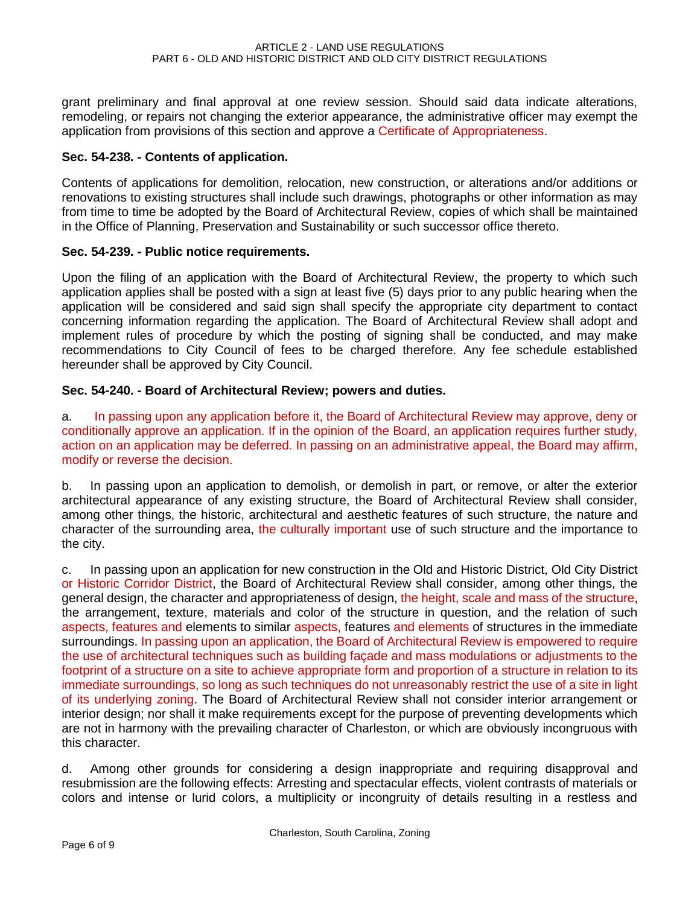grant preliminary and final approval at one review session. Should said data indicate alterations, remodeling, or repairs not changing the exterior appearance, the administrative officer may exempt the application from provisions of this section and approve a Certificate of Appropriateness.

**Sec. 54-238. - Contents of application.**

Contents of applications for demolition, relocation, new construction, or alterations and/or additions or renovations to existing structures shall include such drawings, photographs or other information as may from time to time be adopted by the Board of Architectural Review, copies of which shall be maintained in the Office of Planning, Preservation and Sustainability or such successor office thereto.

**Sec. 54-239. - Public notice requirements.**

Upon the filing of an application with the Board of Architectural Review, the property to which such application applies shall be posted with a sign at least five (5) days prior to any public hearing when the application will be considered and said sign shall specify the appropriate city department to contact concerning information regarding the application. The Board of Architectural Review shall adopt and implement rules of procedure by which the posting of signing shall be conducted, and may make recommendations to City Council of fees to be charged therefore. Any fee schedule established hereunder shall be approved by City Council.

**Sec. 54-240. - Board of Architectural Review; powers and duties.**

a. In passing upon any application before it, the Board of Architectural Review may approve, deny or conditionally approve an application. If in the opinion of the Board, an application requires further study, action on an application may be deferred. In passing on an administrative appeal, the Board may affirm, modify or reverse the decision.

b. In passing upon an application to demolish, or demolish in part, or remove, or alter the exterior architectural appearance of any existing structure, the Board of Architectural Review shall consider, among other things, the historic, architectural and aesthetic features of such structure, the nature and character of the surrounding area, the culturally important use of such structure and the importance to the city.

c. In passing upon an application for new construction in the Old and Historic District, Old City District or Historic Corridor District, the Board of Architectural Review shall consider, among other things, the general design, the character and appropriateness of design, the height, scale and mass of the structure, the arrangement, texture, materials and color of the structure in question, and the relation of such aspects, features and elements to similar aspects, features and elements of structures in the immediate surroundings. In passing upon an application, the Board of Architectural Review is empowered to require the use of architectural techniques such as building façade and mass modulations or adjustments to the footprint of a structure on a site to achieve appropriate form and proportion of a structure in relation to its immediate surroundings, so long as such techniques do not unreasonably restrict the use of a site in light of its underlying zoning. The Board of Architectural Review shall not consider interior arrangement or interior design; nor shall it make requirements except for the purpose of preventing developments which are not in harmony with the prevailing character of Charleston, or which are obviously incongruous with this character.

d. Among other grounds for considering a design inappropriate and requiring disapproval and resubmission are the following effects: Arresting and spectacular effects, violent contrasts of materials or colors and intense or lurid colors, a multiplicity or incongruity of details resulting in a restless and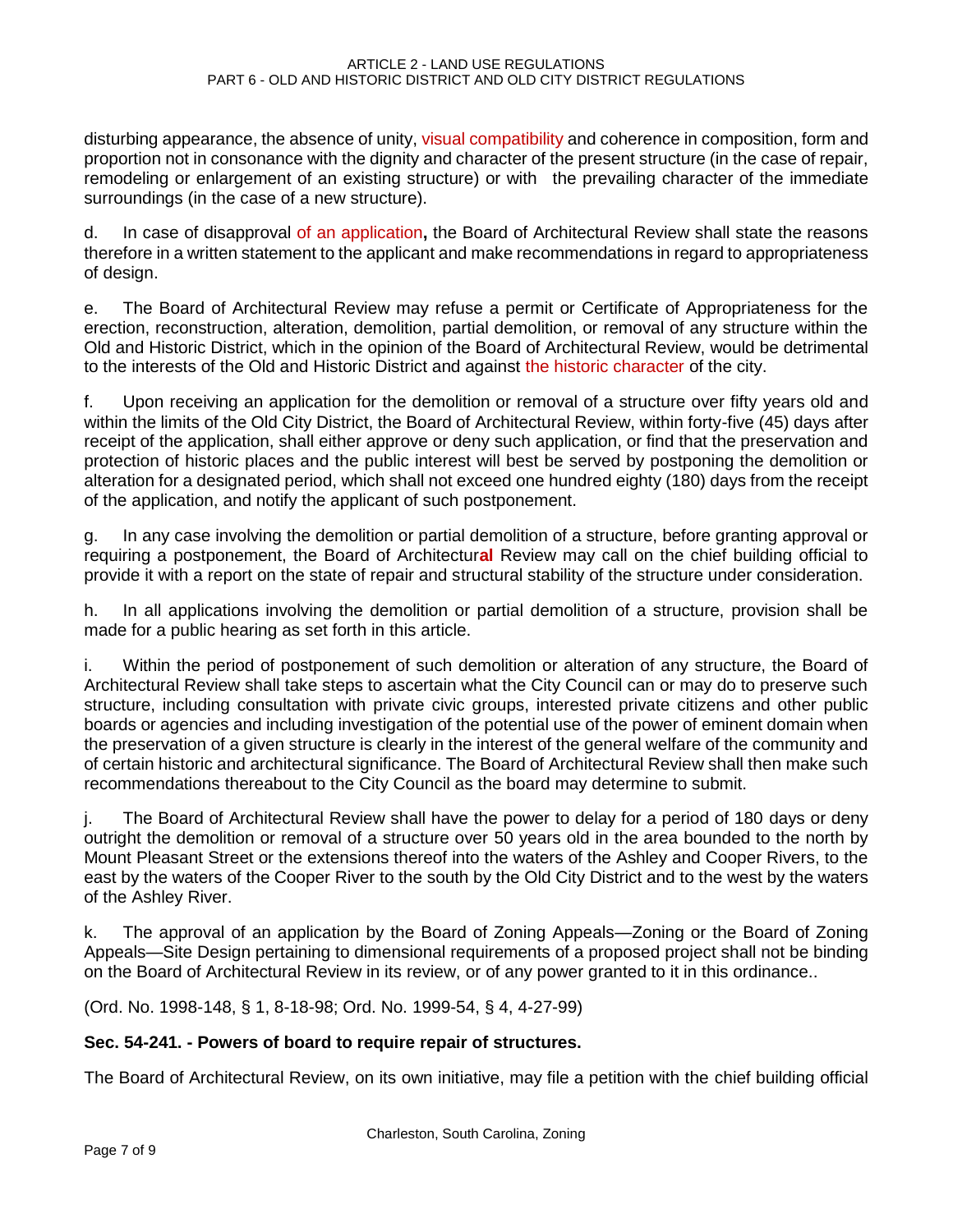disturbing appearance, the absence of unity, visual compatibility and coherence in composition, form and proportion not in consonance with the dignity and character of the present structure (in the case of repair, remodeling or enlargement of an existing structure) or with the prevailing character of the immediate surroundings (in the case of a new structure).

d. In case of disapproval of an application**,** the Board of Architectural Review shall state the reasons therefore in a written statement to the applicant and make recommendations in regard to appropriateness of design.

e. The Board of Architectural Review may refuse a permit or Certificate of Appropriateness for the erection, reconstruction, alteration, demolition, partial demolition, or removal of any structure within the Old and Historic District, which in the opinion of the Board of Architectural Review, would be detrimental to the interests of the Old and Historic District and against the historic character of the city.

f. Upon receiving an application for the demolition or removal of a structure over fifty years old and within the limits of the Old City District, the Board of Architectural Review, within forty-five (45) days after receipt of the application, shall either approve or deny such application, or find that the preservation and protection of historic places and the public interest will best be served by postponing the demolition or alteration for a designated period, which shall not exceed one hundred eighty (180) days from the receipt of the application, and notify the applicant of such postponement.

g. In any case involving the demolition or partial demolition of a structure, before granting approval or requiring a postponement, the Board of Architectur**al** Review may call on the chief building official to provide it with a report on the state of repair and structural stability of the structure under consideration.

h. In all applications involving the demolition or partial demolition of a structure, provision shall be made for a public hearing as set forth in this article.

i. Within the period of postponement of such demolition or alteration of any structure, the Board of Architectural Review shall take steps to ascertain what the City Council can or may do to preserve such structure, including consultation with private civic groups, interested private citizens and other public boards or agencies and including investigation of the potential use of the power of eminent domain when the preservation of a given structure is clearly in the interest of the general welfare of the community and of certain historic and architectural significance. The Board of Architectural Review shall then make such recommendations thereabout to the City Council as the board may determine to submit.

j. The Board of Architectural Review shall have the power to delay for a period of 180 days or deny outright the demolition or removal of a structure over 50 years old in the area bounded to the north by Mount Pleasant Street or the extensions thereof into the waters of the Ashley and Cooper Rivers, to the east by the waters of the Cooper River to the south by the Old City District and to the west by the waters of the Ashley River.

k. The approval of an application by the Board of Zoning Appeals—Zoning or the Board of Zoning Appeals—Site Design pertaining to dimensional requirements of a proposed project shall not be binding on the Board of Architectural Review in its review, or of any power granted to it in this ordinance..

(Ord. No. 1998-148, § 1, 8-18-98; Ord. No. 1999-54, § 4, 4-27-99)

**Sec. 54-241. - Powers of board to require repair of structures.**

The Board of Architectural Review, on its own initiative, may file a petition with the chief building official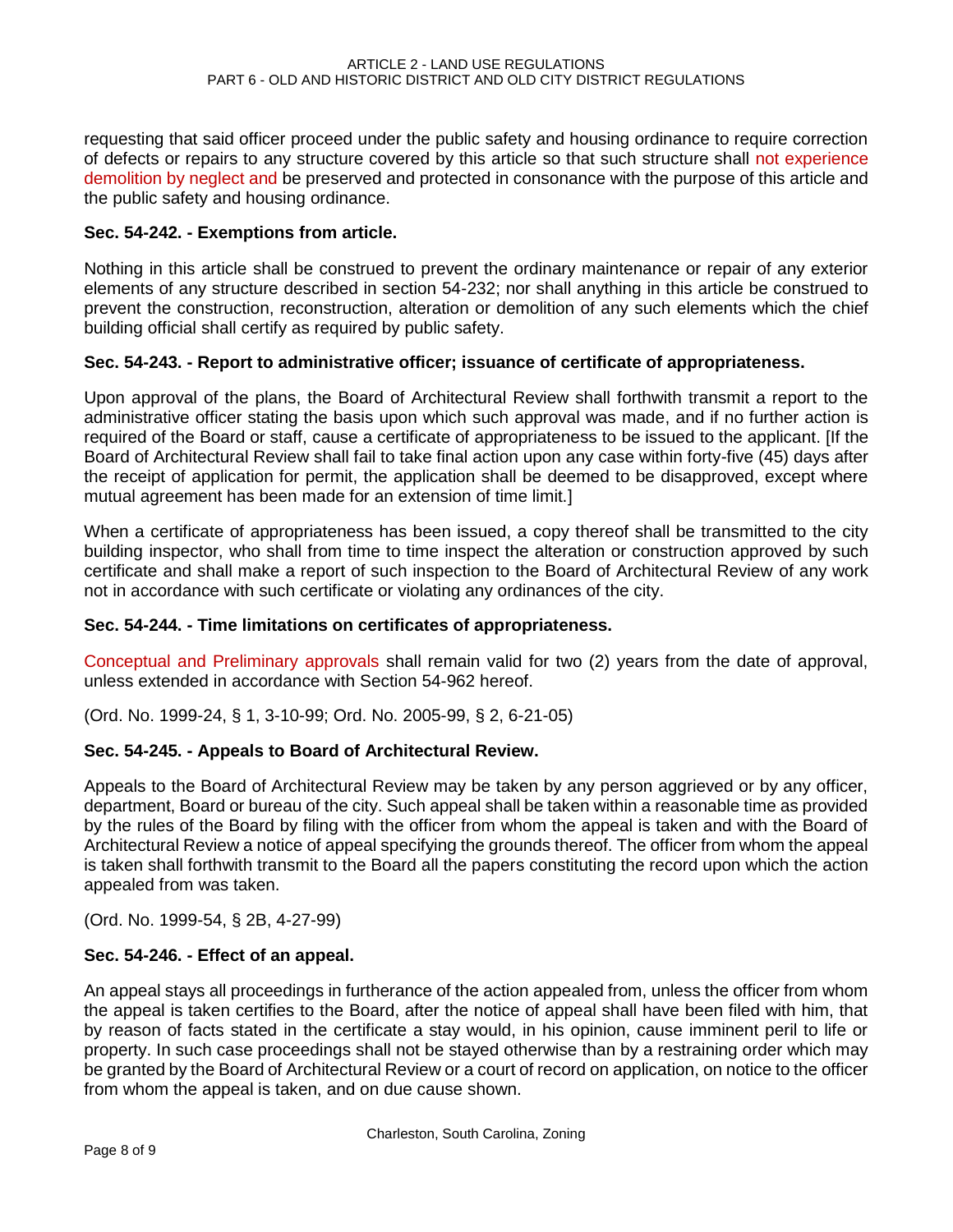requesting that said officer proceed under the public safety and housing ordinance to require correction of defects or repairs to any structure covered by this article so that such structure shall not experience demolition by neglect and be preserved and protected in consonance with the purpose of this article and the public safety and housing ordinance.

### Sec. 54-242. - Exemptions from article.

Nothing in this article shall be construed to prevent the ordinary maintenance or repair of any exterior elements of any structure described in section 54-232; nor shall anything in this article be construed to prevent the construction, reconstruction, alteration or demolition of any such elements which the chief building official shall certify as required by public safety.

### Sec. 54-243. - Report to administrative officer; issuance of certificate of appropriateness.

Upon approval of the plans, the Board of Architectural Review shall forthwith transmit a report to the administrative officer stating the basis upon which such approval was made, and if no further action is required of the Board or staff, cause a certificate of appropriateness to be issued to the applicant. [If the Board of Architectural Review shall fail to take final action upon any case within forty-five (45) days after the receipt of application for permit, the application shall be deemed to be disapproved, except where mutual agreement has been made for an extension of time limit.]

When a certificate of appropriateness has been issued, a copy thereof shall be transmitted to the city building inspector, who shall from time to time inspect the alteration or construction approved by such certificate and shall make a report of such inspection to the Board of Architectural Review of any work not in accordance with such certificate or violating any ordinances of the city.

### Sec. 54-244. - Time limitations on certificates of appropriateness.

Conceptual and Preliminary approvals shall remain valid for two (2) years from the date of approval, unless extended in accordance with Section 54-962 hereof.

(Ord. No. 1999-24, § 1, 3-10-99; Ord. No. 2005-99, § 2, 6-21-05)

### Sec. 54-245. - Appeals to Board of Architectural Review.

Appeals to the Board of Architectural Review may be taken by any person aggrieved or by any officer, department, Board or bureau of the city. Such appeal shall be taken within a reasonable time as provided by the rules of the Board by filing with the officer from whom the appeal is taken and with the Board of Architectural Review a notice of appeal specifying the grounds thereof. The officer from whom the appeal is taken shall forthwith transmit to the Board all the papers constituting the record upon which the action appealed from was taken.

(Ord. No. 1999-54, § 2B, 4-27-99)

### Sec. 54-246. - Effect of an appeal.

An appeal stays all proceedings in furtherance of the action appealed from, unless the officer from whom the appeal is taken certifies to the Board, after the notice of appeal shall have been filed with him, that by reason of facts stated in the certificate a stay would, in his opinion, cause imminent peril to life or property. In such case proceedings shall not be stayed otherwise than by a restraining order which may be granted by the Board of Architectural Review or a court of record on application, on notice to the officer from whom the appeal is taken, and on due cause shown.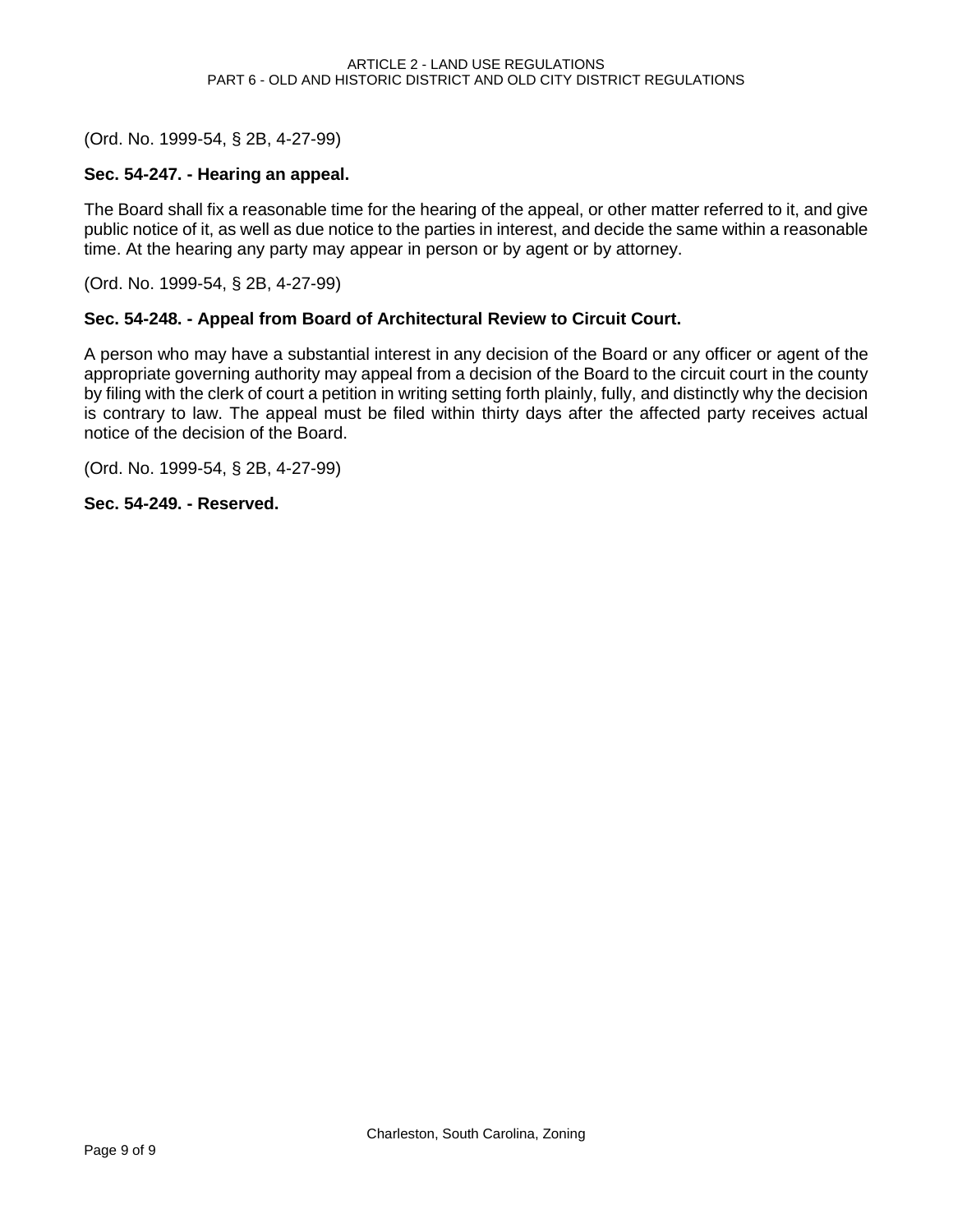(Ord. No. 1999-54, § 2B, 4-27-99)

**Sec. 54-247. - Hearing an appeal.**

The Board shall fix a reasonable time for the hearing of the appeal, or other matter referred to it, and give public notice of it, as well as due notice to the parties in interest, and decide the same within a reasonable time. At the hearing any party may appear in person or by agent or by attorney.

(Ord. No. 1999-54, § 2B, 4-27-99)

**Sec. 54-248. - Appeal from Board of Architectural Review to Circuit Court.**

A person who may have a substantial interest in any decision of the Board or any officer or agent of the appropriate governing authority may appeal from a decision of the Board to the circuit court in the county by filing with the clerk of court a petition in writing setting forth plainly, fully, and distinctly why the decision is contrary to law. The appeal must be filed within thirty days after the affected party receives actual notice of the decision of the Board.

(Ord. No. 1999-54, § 2B, 4-27-99)

**Sec. 54-249. - Reserved.**